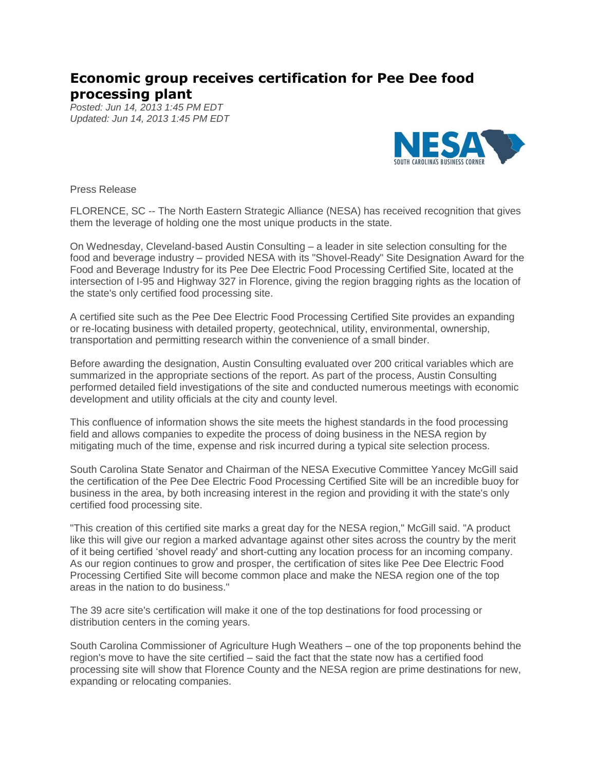# Economic group receives certification for Pee Dee food processing plant

*Posted: Jun 14, 2013 1:45 PM EDT*
*Updated: Jun 14, 2013 1:45 PM EDT*

Press Release

FLORENCE, SC -- The North Eastern Strategic Alliance (NESA) has received recognition that gives them the leverage of holding one the most unique products in the state.

On Wednesday, Cleveland-based Austin Consulting – a leader in site selection consulting for the food and beverage industry – provided NESA with its "Shovel-Ready" Site Designation Award for the Food and Beverage Industry for its Pee Dee Electric Food Processing Certified Site, located at the intersection of I-95 and Highway 327 in Florence, giving the region bragging rights as the location of the state's only certified food processing site.

A certified site such as the Pee Dee Electric Food Processing Certified Site provides an expanding or re-locating business with detailed property, geotechnical, utility, environmental, ownership, transportation and permitting research within the convenience of a small binder.

Before awarding the designation, Austin Consulting evaluated over 200 critical variables which are summarized in the appropriate sections of the report. As part of the process, Austin Consulting performed detailed field investigations of the site and conducted numerous meetings with economic development and utility officials at the city and county level.

This confluence of information shows the site meets the highest standards in the food processing field and allows companies to expedite the process of doing business in the NESA region by mitigating much of the time, expense and risk incurred during a typical site selection process.

South Carolina State Senator and Chairman of the NESA Executive Committee Yancey McGill said the certification of the Pee Dee Electric Food Processing Certified Site will be an incredible buoy for business in the area, by both increasing interest in the region and providing it with the state's only certified food processing site.

"This creation of this certified site marks a great day for the NESA region," McGill said. "A product like this will give our region a marked advantage against other sites across the country by the merit of it being certified 'shovel ready' and short-cutting any location process for an incoming company. As our region continues to grow and prosper, the certification of sites like Pee Dee Electric Food Processing Certified Site will become common place and make the NESA region one of the top areas in the nation to do business."

The 39 acre site's certification will make it one of the top destinations for food processing or distribution centers in the coming years.

South Carolina Commissioner of Agriculture Hugh Weathers – one of the top proponents behind the region's move to have the site certified – said the fact that the state now has a certified food processing site will show that Florence County and the NESA region are prime destinations for new, expanding or relocating companies.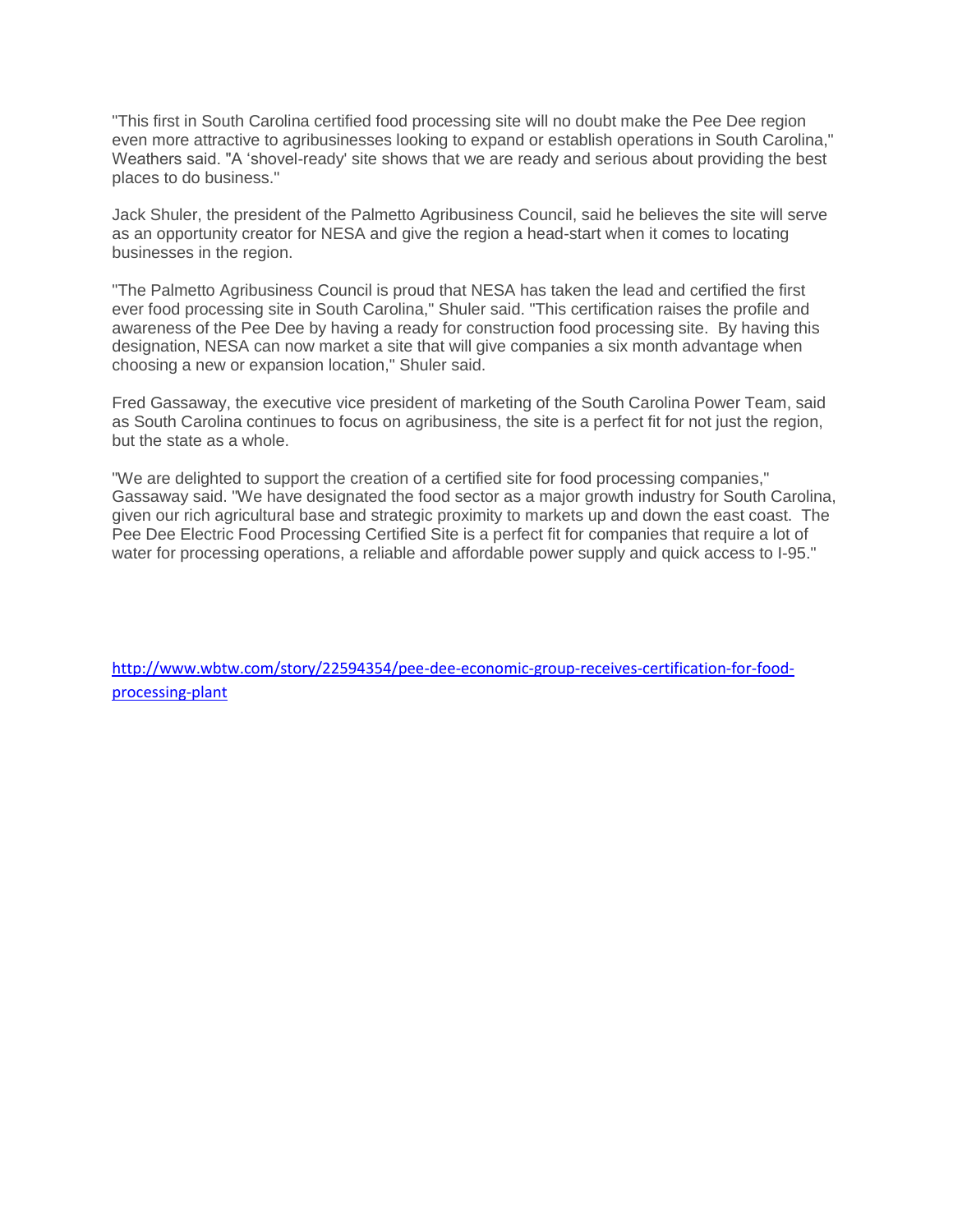"This first in South Carolina certified food processing site will no doubt make the Pee Dee region even more attractive to agribusinesses looking to expand or establish operations in South Carolina," Weathers said. "A 'shovel-ready' site shows that we are ready and serious about providing the best places to do business."

Jack Shuler, the president of the Palmetto Agribusiness Council, said he believes the site will serve as an opportunity creator for NESA and give the region a head-start when it comes to locating businesses in the region.

"The Palmetto Agribusiness Council is proud that NESA has taken the lead and certified the first ever food processing site in South Carolina," Shuler said. "This certification raises the profile and awareness of the Pee Dee by having a ready for construction food processing site. By having this designation, NESA can now market a site that will give companies a six month advantage when choosing a new or expansion location," Shuler said.

Fred Gassaway, the executive vice president of marketing of the South Carolina Power Team, said as South Carolina continues to focus on agribusiness, the site is a perfect fit for not just the region, but the state as a whole.

"We are delighted to support the creation of a certified site for food processing companies," Gassaway said. "We have designated the food sector as a major growth industry for South Carolina, given our rich agricultural base and strategic proximity to markets up and down the east coast. The Pee Dee Electric Food Processing Certified Site is a perfect fit for companies that require a lot of water for processing operations, a reliable and affordable power supply and quick access to I-95."

http://www.wbtw.com/story/22594354/pee-dee-economic-group-receives-certification-for-food-processing-plant